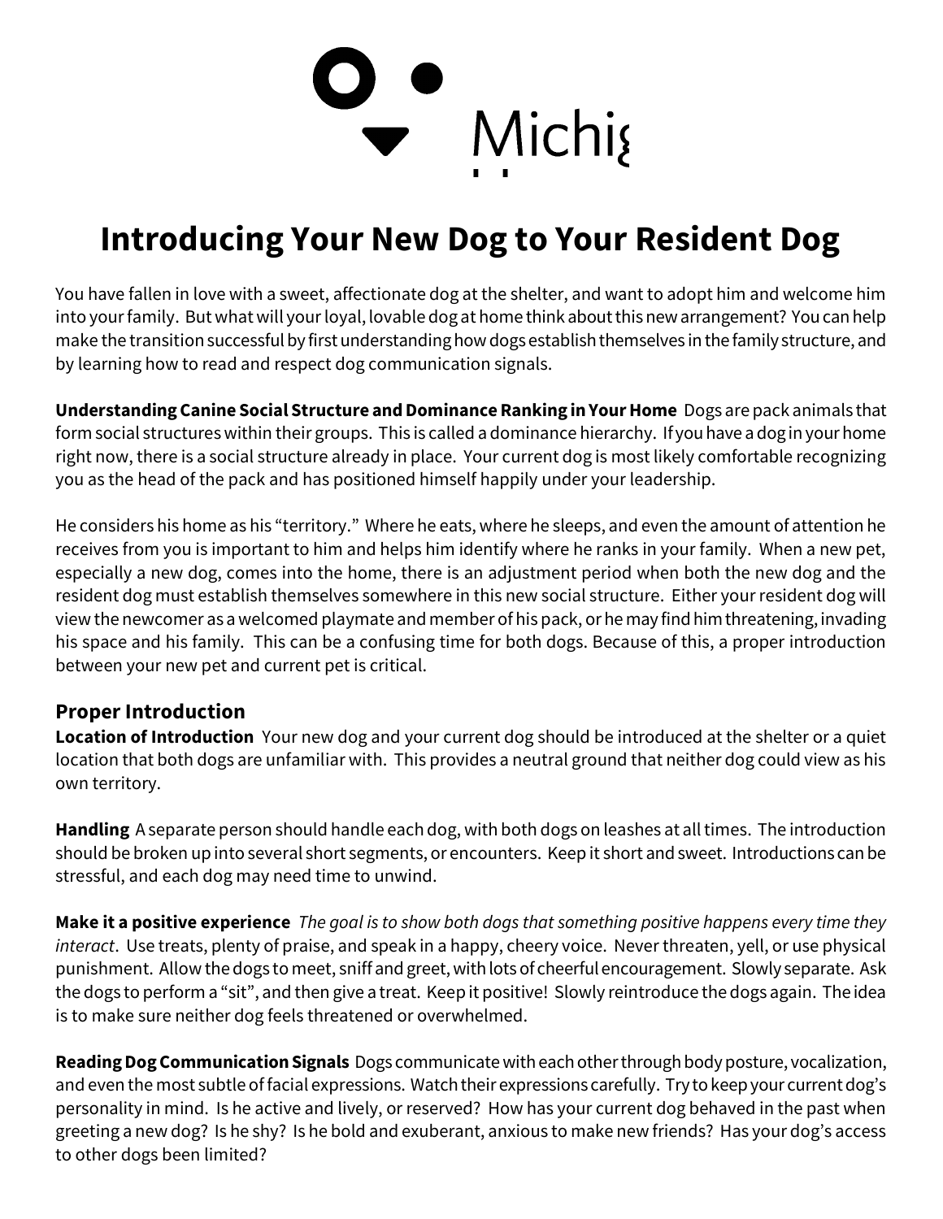Michig

# Introducing Your New Dog to Your Resident Dog

You have fallen in love with a sweet, affectionate dog at the shelter, and want to adopt him and welcome him into your family. But what will your loyal, lovable dog at home think about this new arrangement? You can help make the transition successful by first understanding how dogs establish themselves in the family structure, and by learning how to read and respect dog communication signals.

**Understanding Canine Social Structure and Dominance Ranking in Your Home** Dogs are pack animals that form social structures within their groups. This is called a dominance hierarchy. If you have a dog in your home right now, there is a social structure already in place. Your current dog is most likely comfortable recognizing you as the head of the pack and has positioned himself happily under your leadership.

He considers his home as his "territory." Where he eats, where he sleeps, and even the amount of attention he receives from you is important to him and helps him identify where he ranks in your family. When a new pet, especially a new dog, comes into the home, there is an adjustment period when both the new dog and the resident dog must establish themselves somewhere in this new social structure. Either your resident dog will view the newcomer as a welcomed playmate and member of his pack, or he may find him threatening, invading his space and his family. This can be a confusing time for both dogs. Because of this, a proper introduction between your new pet and current pet is critical.

## Proper Introduction

**Location of Introduction** Your new dog and your current dog should be introduced at the shelter or a quiet location that both dogs are unfamiliar with. This provides a neutral ground that neither dog could view as his own territory.

**Handling** A separate person should handle each dog, with both dogs on leashes at all times. The introduction should be broken up into several short segments, or encounters. Keep it short and sweet. Introductions can be stressful, and each dog may need time to unwind.

**Make it a positive experience** *The goal is to show both dogs that something positive happens every time they interact*. Use treats, plenty of praise, and speak in a happy, cheery voice. Never threaten, yell, or use physical punishment. Allow the dogs to meet, sniff and greet, with lots of cheerful encouragement. Slowly separate. Ask the dogs to perform a "sit", and then give a treat. Keep it positive! Slowly reintroduce the dogs again. The idea is to make sure neither dog feels threatened or overwhelmed.

**Reading Dog Communication Signals** Dogs communicate with each other through body posture, vocalization, and even the most subtle of facial expressions. Watch their expressions carefully. Try to keep your current dog's personality in mind. Is he active and lively, or reserved? How has your current dog behaved in the past when greeting a new dog? Is he shy? Is he bold and exuberant, anxious to make new friends? Has your dog's access to other dogs been limited?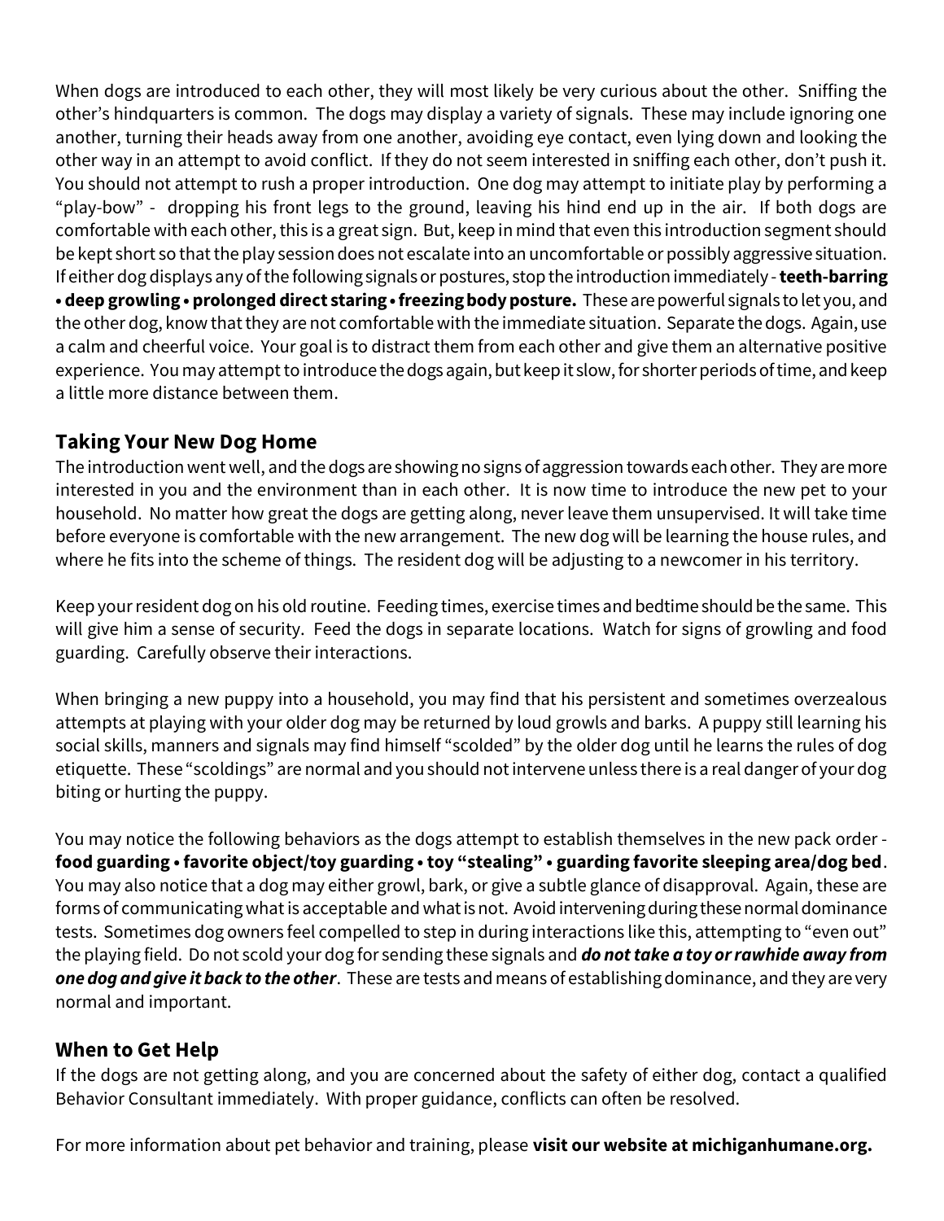When dogs are introduced to each other, they will most likely be very curious about the other. Sniffing the other's hindquarters is common. The dogs may display a variety of signals. These may include ignoring one another, turning their heads away from one another, avoiding eye contact, even lying down and looking the other way in an attempt to avoid conflict. If they do not seem interested in sniffing each other, don't push it. You should not attempt to rush a proper introduction. One dog may attempt to initiate play by performing a "play-bow" - dropping his front legs to the ground, leaving his hind end up in the air. If both dogs are comfortable with each other, this is a great sign. But, keep in mind that even this introduction segment should be kept short so that the play session does not escalate into an uncomfortable or possibly aggressive situation. If either dog displays any of the following signals or postures, stop the introduction immediately - **teeth-barring • deep growling • prolonged direct staring • freezing body posture.** These are powerful signals to let you, and the other dog, know that they are not comfortable with the immediate situation. Separate the dogs. Again, use a calm and cheerful voice. Your goal is to distract them from each other and give them an alternative positive experience. You may attempt to introduce the dogs again, but keep it slow, for shorter periods of time, and keep a little more distance between them.

## Taking Your New Dog Home

The introduction went well, and the dogs are showing no signs of aggression towards each other. They are more interested in you and the environment than in each other. It is now time to introduce the new pet to your household. No matter how great the dogs are getting along, never leave them unsupervised. It will take time before everyone is comfortable with the new arrangement. The new dog will be learning the house rules, and where he fits into the scheme of things. The resident dog will be adjusting to a newcomer in his territory.

Keep your resident dog on his old routine. Feeding times, exercise times and bedtime should be the same. This will give him a sense of security. Feed the dogs in separate locations. Watch for signs of growling and food guarding. Carefully observe their interactions.

When bringing a new puppy into a household, you may find that his persistent and sometimes overzealous attempts at playing with your older dog may be returned by loud growls and barks. A puppy still learning his social skills, manners and signals may find himself "scolded" by the older dog until he learns the rules of dog etiquette. These "scoldings" are normal and you should not intervene unless there is a real danger of your dog biting or hurting the puppy.

You may notice the following behaviors as the dogs attempt to establish themselves in the new pack order - **food guarding • favorite object/toy guarding • toy "stealing" • guarding favorite sleeping area/dog bed**. You may also notice that a dog may either growl, bark, or give a subtle glance of disapproval. Again, these are forms of communicating what is acceptable and what is not. Avoid intervening during these normal dominance tests. Sometimes dog owners feel compelled to step in during interactions like this, attempting to "even out" the playing field. Do not scold your dog for sending these signals and ***do not take a toy or rawhide away from one dog and give it back to the other***. These are tests and means of establishing dominance, and they are very normal and important.

## When to Get Help

If the dogs are not getting along, and you are concerned about the safety of either dog, contact a qualified Behavior Consultant immediately. With proper guidance, conflicts can often be resolved.

For more information about pet behavior and training, please **visit our website at michiganhumane.org.**